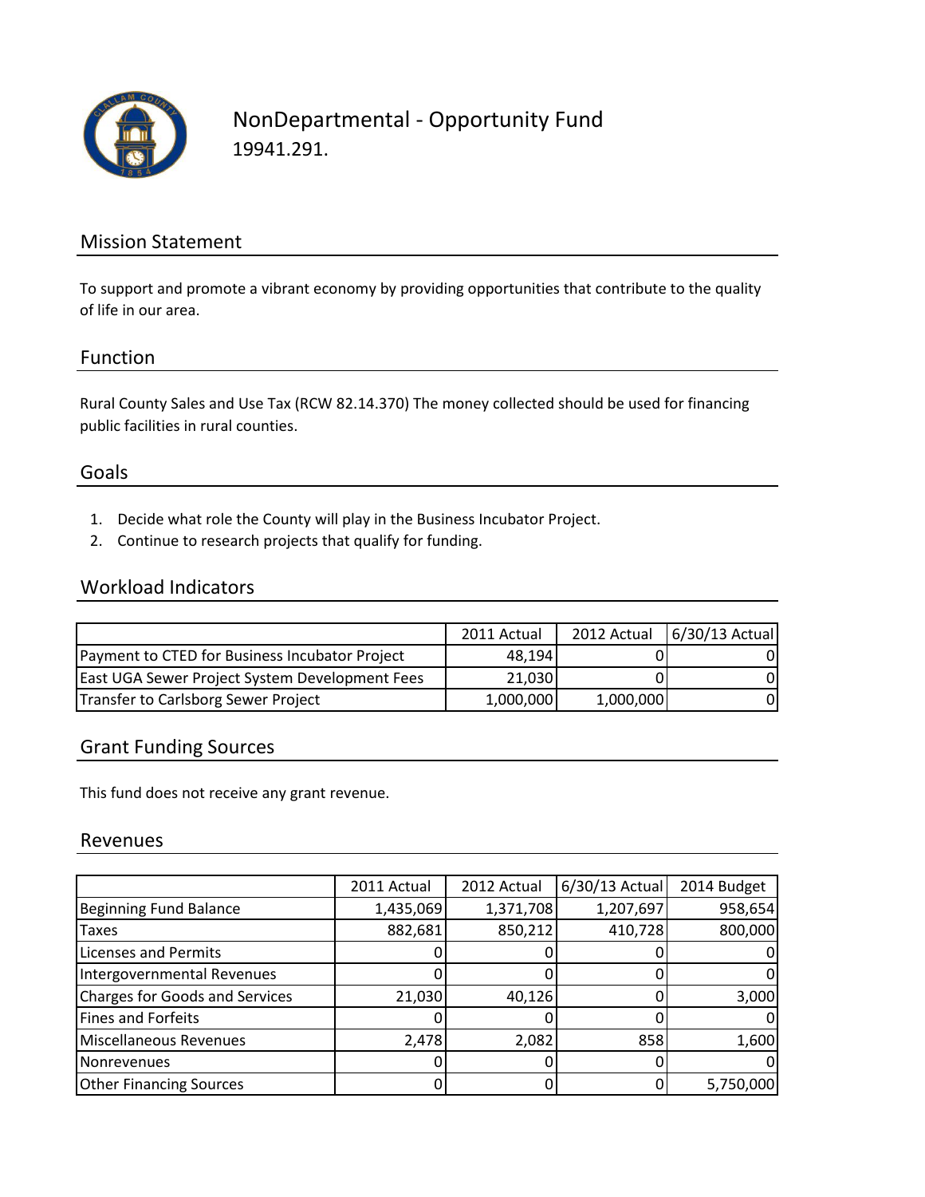# NonDepartmental - Opportunity Fund

19941.291.

## Mission Statement

To support and promote a vibrant economy by providing opportunities that contribute to the quality of life in our area.

## Function

Rural County Sales and Use Tax (RCW 82.14.370) The money collected should be used for financing public facilities in rural counties.

## Goals

1. Decide what role the County will play in the Business Incubator Project.
2. Continue to research projects that qualify for funding.

## Workload Indicators

| | 2011 Actual | 2012 Actual | 6/30/13 Actual |
|---|---|---|---|
| Payment to CTED for Business Incubator Project | 48,194 | 0 | 0 |
| East UGA Sewer Project System Development Fees | 21,030 | 0 | 0 |
| Transfer to Carlsborg Sewer Project | 1,000,000 | 1,000,000 | 0 |

## Grant Funding Sources

This fund does not receive any grant revenue.

## Revenues

| | 2011 Actual | 2012 Actual | 6/30/13 Actual | 2014 Budget |
|---|---|---|---|---|
| Beginning Fund Balance | 1,435,069 | 1,371,708 | 1,207,697 | 958,654 |
| Taxes | 882,681 | 850,212 | 410,728 | 800,000 |
| Licenses and Permits | 0 | 0 | 0 | 0 |
| Intergovernmental Revenues | 0 | 0 | 0 | 0 |
| Charges for Goods and Services | 21,030 | 40,126 | 0 | 3,000 |
| Fines and Forfeits | 0 | 0 | 0 | 0 |
| Miscellaneous Revenues | 2,478 | 2,082 | 858 | 1,600 |
| Nonrevenues | 0 | 0 | 0 | 0 |
| Other Financing Sources | 0 | 0 | 0 | 5,750,000 |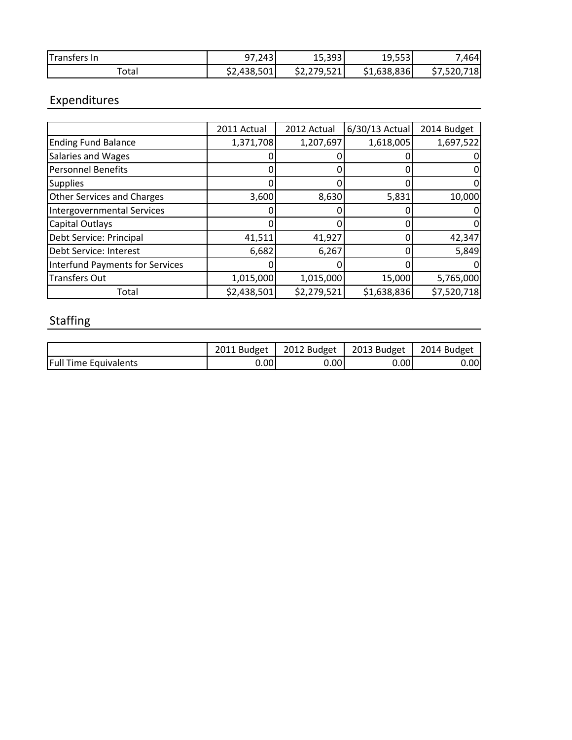| | | | | |
|---|---|---|---|---|
| Transfers In | 97,243 | 15,393 | 19,553 | 7,464 |
| Total | $2,438,501 | $2,279,521 | $1,638,836 | $7,520,718 |

## Expenditures

| | 2011 Actual | 2012 Actual | 6/30/13 Actual | 2014 Budget |
|---|---|---|---|---|
| Ending Fund Balance | 1,371,708 | 1,207,697 | 1,618,005 | 1,697,522 |
| Salaries and Wages | 0 | 0 | 0 | 0 |
| Personnel Benefits | 0 | 0 | 0 | 0 |
| Supplies | 0 | 0 | 0 | 0 |
| Other Services and Charges | 3,600 | 8,630 | 5,831 | 10,000 |
| Intergovernmental Services | 0 | 0 | 0 | 0 |
| Capital Outlays | 0 | 0 | 0 | 0 |
| Debt Service: Principal | 41,511 | 41,927 | 0 | 42,347 |
| Debt Service: Interest | 6,682 | 6,267 | 0 | 5,849 |
| Interfund Payments for Services | 0 | 0 | 0 | 0 |
| Transfers Out | 1,015,000 | 1,015,000 | 15,000 | 5,765,000 |
| Total | $2,438,501 | $2,279,521 | $1,638,836 | $7,520,718 |

## Staffing

| | 2011 Budget | 2012 Budget | 2013 Budget | 2014 Budget |
|---|---|---|---|---|
| Full Time Equivalents | 0.00 | 0.00 | 0.00 | 0.00 |